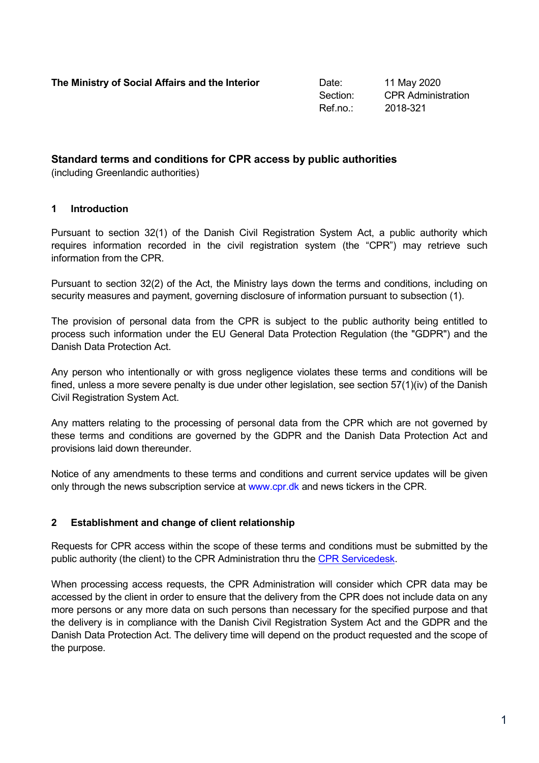**The Ministry of Social Affairs and the Interior**

Date: 11 May 2020
Section: CPR Administration
Ref.no.: 2018-321

## Standard terms and conditions for CPR access by public authorities

(including Greenlandic authorities)

### 1 Introduction

Pursuant to section 32(1) of the Danish Civil Registration System Act, a public authority which requires information recorded in the civil registration system (the "CPR") may retrieve such information from the CPR.

Pursuant to section 32(2) of the Act, the Ministry lays down the terms and conditions, including on security measures and payment, governing disclosure of information pursuant to subsection (1).

The provision of personal data from the CPR is subject to the public authority being entitled to process such information under the EU General Data Protection Regulation (the "GDPR") and the Danish Data Protection Act.

Any person who intentionally or with gross negligence violates these terms and conditions will be fined, unless a more severe penalty is due under other legislation, see section 57(1)(iv) of the Danish Civil Registration System Act.

Any matters relating to the processing of personal data from the CPR which are not governed by these terms and conditions are governed by the GDPR and the Danish Data Protection Act and provisions laid down thereunder.

Notice of any amendments to these terms and conditions and current service updates will be given only through the news subscription service at www.cpr.dk and news tickers in the CPR.

### 2 Establishment and change of client relationship

Requests for CPR access within the scope of these terms and conditions must be submitted by the public authority (the client) to the CPR Administration thru the CPR Servicedesk.

When processing access requests, the CPR Administration will consider which CPR data may be accessed by the client in order to ensure that the delivery from the CPR does not include data on any more persons or any more data on such persons than necessary for the specified purpose and that the delivery is in compliance with the Danish Civil Registration System Act and the GDPR and the Danish Data Protection Act. The delivery time will depend on the product requested and the scope of the purpose.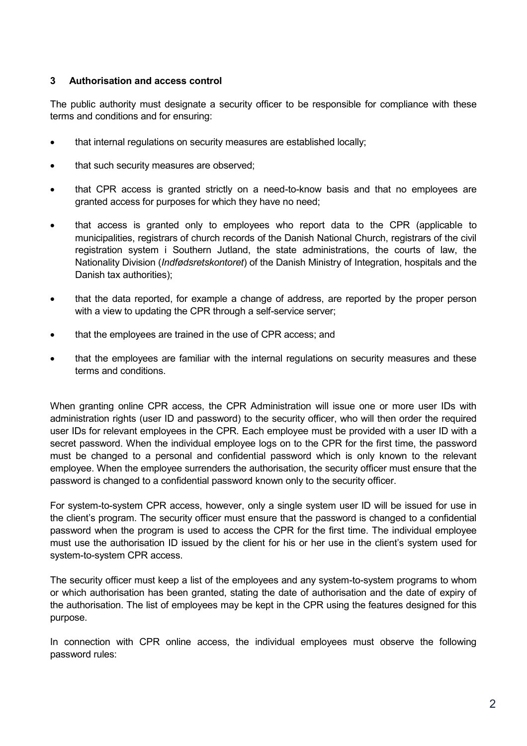## 3 Authorisation and access control

The public authority must designate a security officer to be responsible for compliance with these terms and conditions and for ensuring:

- that internal regulations on security measures are established locally;
- that such security measures are observed;
- that CPR access is granted strictly on a need-to-know basis and that no employees are granted access for purposes for which they have no need;
- that access is granted only to employees who report data to the CPR (applicable to municipalities, registrars of church records of the Danish National Church, registrars of the civil registration system i Southern Jutland, the state administrations, the courts of law, the Nationality Division (*Indfødsretskontoret*) of the Danish Ministry of Integration, hospitals and the Danish tax authorities);
- that the data reported, for example a change of address, are reported by the proper person with a view to updating the CPR through a self-service server;
- that the employees are trained in the use of CPR access; and
- that the employees are familiar with the internal regulations on security measures and these terms and conditions.

When granting online CPR access, the CPR Administration will issue one or more user IDs with administration rights (user ID and password) to the security officer, who will then order the required user IDs for relevant employees in the CPR. Each employee must be provided with a user ID with a secret password. When the individual employee logs on to the CPR for the first time, the password must be changed to a personal and confidential password which is only known to the relevant employee. When the employee surrenders the authorisation, the security officer must ensure that the password is changed to a confidential password known only to the security officer.

For system-to-system CPR access, however, only a single system user ID will be issued for use in the client's program. The security officer must ensure that the password is changed to a confidential password when the program is used to access the CPR for the first time. The individual employee must use the authorisation ID issued by the client for his or her use in the client's system used for system-to-system CPR access.

The security officer must keep a list of the employees and any system-to-system programs to whom or which authorisation has been granted, stating the date of authorisation and the date of expiry of the authorisation. The list of employees may be kept in the CPR using the features designed for this purpose.

In connection with CPR online access, the individual employees must observe the following password rules: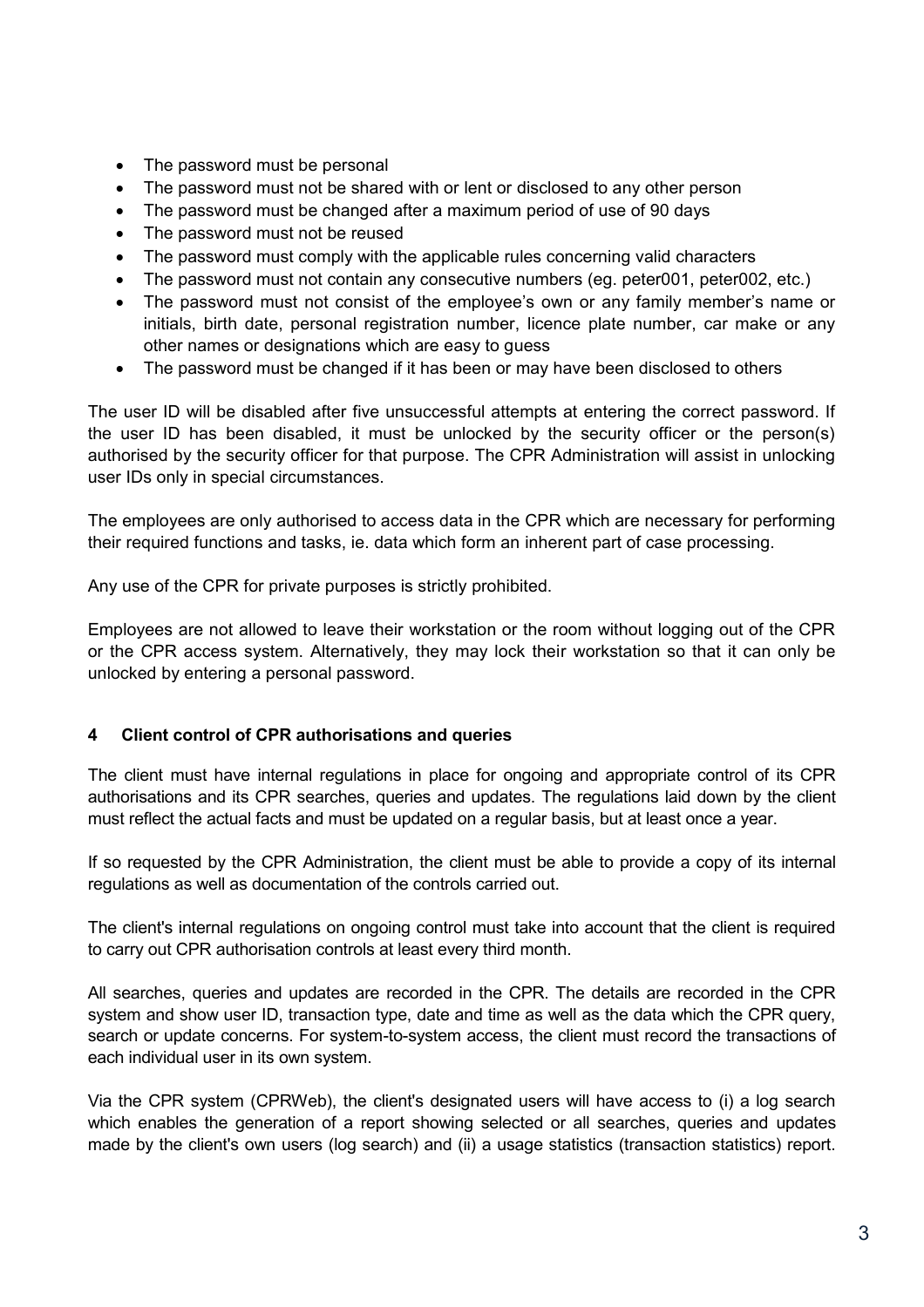- The password must be personal
- The password must not be shared with or lent or disclosed to any other person
- The password must be changed after a maximum period of use of 90 days
- The password must not be reused
- The password must comply with the applicable rules concerning valid characters
- The password must not contain any consecutive numbers (eg. peter001, peter002, etc.)
- The password must not consist of the employee's own or any family member's name or initials, birth date, personal registration number, licence plate number, car make or any other names or designations which are easy to guess
- The password must be changed if it has been or may have been disclosed to others

The user ID will be disabled after five unsuccessful attempts at entering the correct password. If the user ID has been disabled, it must be unlocked by the security officer or the person(s) authorised by the security officer for that purpose. The CPR Administration will assist in unlocking user IDs only in special circumstances.

The employees are only authorised to access data in the CPR which are necessary for performing their required functions and tasks, ie. data which form an inherent part of case processing.

Any use of the CPR for private purposes is strictly prohibited.

Employees are not allowed to leave their workstation or the room without logging out of the CPR or the CPR access system. Alternatively, they may lock their workstation so that it can only be unlocked by entering a personal password.

## 4 Client control of CPR authorisations and queries

The client must have internal regulations in place for ongoing and appropriate control of its CPR authorisations and its CPR searches, queries and updates. The regulations laid down by the client must reflect the actual facts and must be updated on a regular basis, but at least once a year.

If so requested by the CPR Administration, the client must be able to provide a copy of its internal regulations as well as documentation of the controls carried out.

The client's internal regulations on ongoing control must take into account that the client is required to carry out CPR authorisation controls at least every third month.

All searches, queries and updates are recorded in the CPR. The details are recorded in the CPR system and show user ID, transaction type, date and time as well as the data which the CPR query, search or update concerns. For system-to-system access, the client must record the transactions of each individual user in its own system.

Via the CPR system (CPRWeb), the client's designated users will have access to (i) a log search which enables the generation of a report showing selected or all searches, queries and updates made by the client's own users (log search) and (ii) a usage statistics (transaction statistics) report.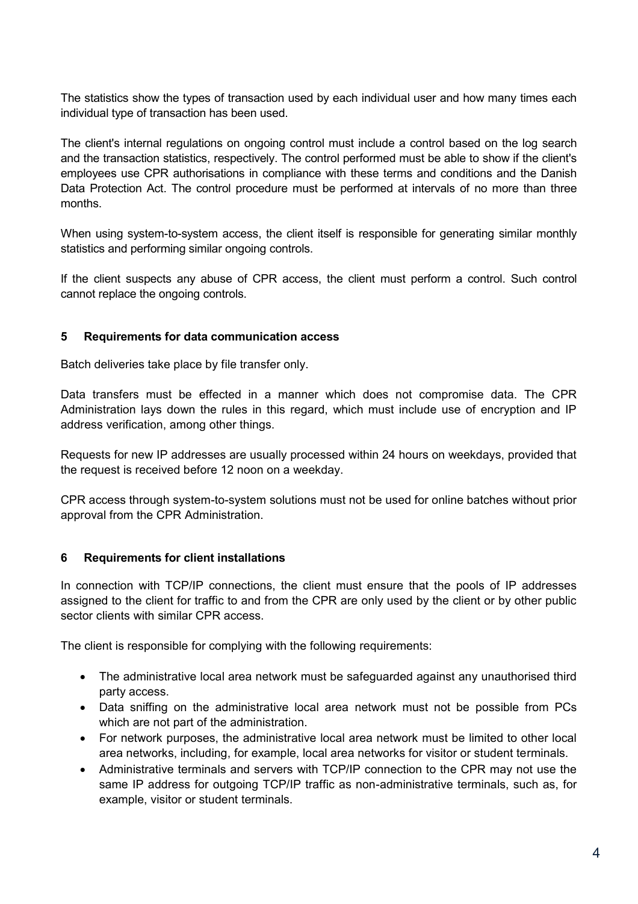The statistics show the types of transaction used by each individual user and how many times each individual type of transaction has been used.

The client's internal regulations on ongoing control must include a control based on the log search and the transaction statistics, respectively. The control performed must be able to show if the client's employees use CPR authorisations in compliance with these terms and conditions and the Danish Data Protection Act. The control procedure must be performed at intervals of no more than three months.

When using system-to-system access, the client itself is responsible for generating similar monthly statistics and performing similar ongoing controls.

If the client suspects any abuse of CPR access, the client must perform a control. Such control cannot replace the ongoing controls.

## 5 Requirements for data communication access

Batch deliveries take place by file transfer only.

Data transfers must be effected in a manner which does not compromise data. The CPR Administration lays down the rules in this regard, which must include use of encryption and IP address verification, among other things.

Requests for new IP addresses are usually processed within 24 hours on weekdays, provided that the request is received before 12 noon on a weekday.

CPR access through system-to-system solutions must not be used for online batches without prior approval from the CPR Administration.

## 6 Requirements for client installations

In connection with TCP/IP connections, the client must ensure that the pools of IP addresses assigned to the client for traffic to and from the CPR are only used by the client or by other public sector clients with similar CPR access.

The client is responsible for complying with the following requirements:

- The administrative local area network must be safeguarded against any unauthorised third party access.
- Data sniffing on the administrative local area network must not be possible from PCs which are not part of the administration.
- For network purposes, the administrative local area network must be limited to other local area networks, including, for example, local area networks for visitor or student terminals.
- Administrative terminals and servers with TCP/IP connection to the CPR may not use the same IP address for outgoing TCP/IP traffic as non-administrative terminals, such as, for example, visitor or student terminals.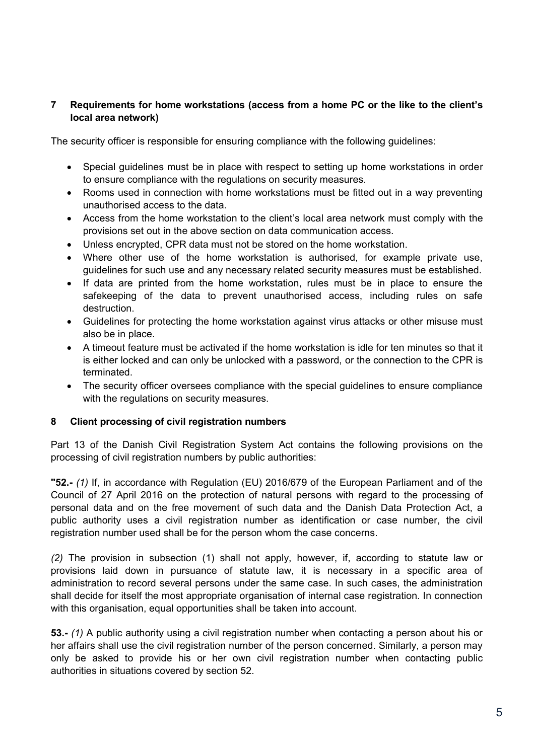## 7 Requirements for home workstations (access from a home PC or the like to the client's local area network)

The security officer is responsible for ensuring compliance with the following guidelines:

- Special guidelines must be in place with respect to setting up home workstations in order to ensure compliance with the regulations on security measures.
- Rooms used in connection with home workstations must be fitted out in a way preventing unauthorised access to the data.
- Access from the home workstation to the client's local area network must comply with the provisions set out in the above section on data communication access.
- Unless encrypted, CPR data must not be stored on the home workstation.
- Where other use of the home workstation is authorised, for example private use, guidelines for such use and any necessary related security measures must be established.
- If data are printed from the home workstation, rules must be in place to ensure the safekeeping of the data to prevent unauthorised access, including rules on safe destruction.
- Guidelines for protecting the home workstation against virus attacks or other misuse must also be in place.
- A timeout feature must be activated if the home workstation is idle for ten minutes so that it is either locked and can only be unlocked with a password, or the connection to the CPR is terminated.
- The security officer oversees compliance with the special guidelines to ensure compliance with the regulations on security measures.

## 8 Client processing of civil registration numbers

Part 13 of the Danish Civil Registration System Act contains the following provisions on the processing of civil registration numbers by public authorities:

**"52.-** *(1)* If, in accordance with Regulation (EU) 2016/679 of the European Parliament and of the Council of 27 April 2016 on the protection of natural persons with regard to the processing of personal data and on the free movement of such data and the Danish Data Protection Act, a public authority uses a civil registration number as identification or case number, the civil registration number used shall be for the person whom the case concerns.

*(2)* The provision in subsection (1) shall not apply, however, if, according to statute law or provisions laid down in pursuance of statute law, it is necessary in a specific area of administration to record several persons under the same case. In such cases, the administration shall decide for itself the most appropriate organisation of internal case registration. In connection with this organisation, equal opportunities shall be taken into account.

**53.-** *(1)* A public authority using a civil registration number when contacting a person about his or her affairs shall use the civil registration number of the person concerned. Similarly, a person may only be asked to provide his or her own civil registration number when contacting public authorities in situations covered by section 52.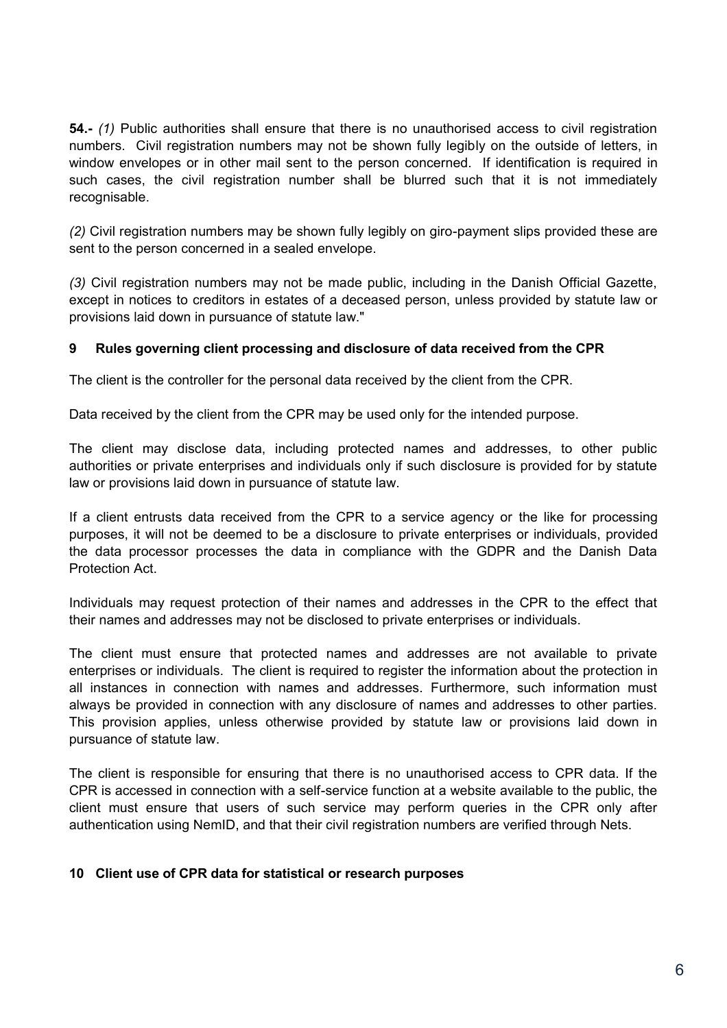**54.-** *(1)* Public authorities shall ensure that there is no unauthorised access to civil registration numbers. Civil registration numbers may not be shown fully legibly on the outside of letters, in window envelopes or in other mail sent to the person concerned. If identification is required in such cases, the civil registration number shall be blurred such that it is not immediately recognisable.

*(2)* Civil registration numbers may be shown fully legibly on giro-payment slips provided these are sent to the person concerned in a sealed envelope.

*(3)* Civil registration numbers may not be made public, including in the Danish Official Gazette, except in notices to creditors in estates of a deceased person, unless provided by statute law or provisions laid down in pursuance of statute law."

### 9 Rules governing client processing and disclosure of data received from the CPR

The client is the controller for the personal data received by the client from the CPR.

Data received by the client from the CPR may be used only for the intended purpose.

The client may disclose data, including protected names and addresses, to other public authorities or private enterprises and individuals only if such disclosure is provided for by statute law or provisions laid down in pursuance of statute law.

If a client entrusts data received from the CPR to a service agency or the like for processing purposes, it will not be deemed to be a disclosure to private enterprises or individuals, provided the data processor processes the data in compliance with the GDPR and the Danish Data Protection Act.

Individuals may request protection of their names and addresses in the CPR to the effect that their names and addresses may not be disclosed to private enterprises or individuals.

The client must ensure that protected names and addresses are not available to private enterprises or individuals. The client is required to register the information about the protection in all instances in connection with names and addresses. Furthermore, such information must always be provided in connection with any disclosure of names and addresses to other parties. This provision applies, unless otherwise provided by statute law or provisions laid down in pursuance of statute law.

The client is responsible for ensuring that there is no unauthorised access to CPR data. If the CPR is accessed in connection with a self-service function at a website available to the public, the client must ensure that users of such service may perform queries in the CPR only after authentication using NemID, and that their civil registration numbers are verified through Nets.

### 10 Client use of CPR data for statistical or research purposes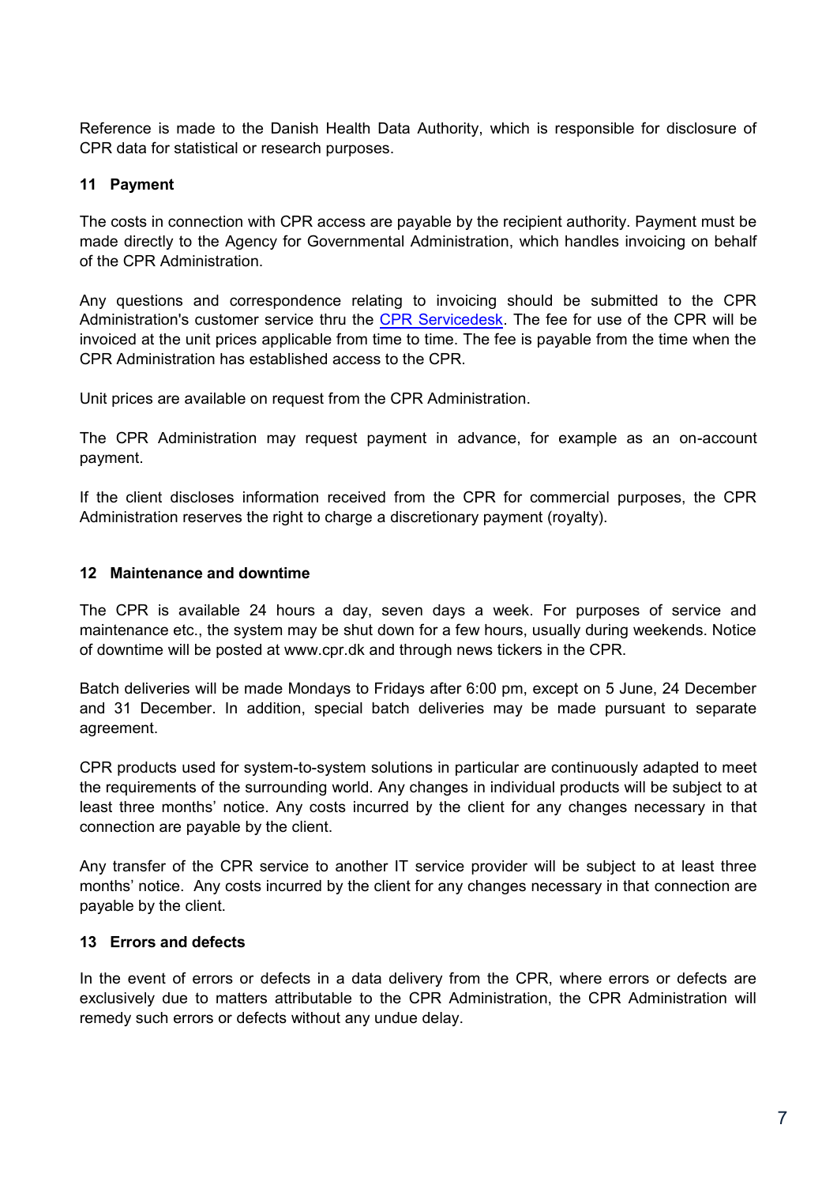Reference is made to the Danish Health Data Authority, which is responsible for disclosure of CPR data for statistical or research purposes.

## 11 Payment

The costs in connection with CPR access are payable by the recipient authority. Payment must be made directly to the Agency for Governmental Administration, which handles invoicing on behalf of the CPR Administration.

Any questions and correspondence relating to invoicing should be submitted to the CPR Administration's customer service thru the CPR Servicedesk. The fee for use of the CPR will be invoiced at the unit prices applicable from time to time. The fee is payable from the time when the CPR Administration has established access to the CPR.

Unit prices are available on request from the CPR Administration.

The CPR Administration may request payment in advance, for example as an on-account payment.

If the client discloses information received from the CPR for commercial purposes, the CPR Administration reserves the right to charge a discretionary payment (royalty).

## 12 Maintenance and downtime

The CPR is available 24 hours a day, seven days a week. For purposes of service and maintenance etc., the system may be shut down for a few hours, usually during weekends. Notice of downtime will be posted at www.cpr.dk and through news tickers in the CPR.

Batch deliveries will be made Mondays to Fridays after 6:00 pm, except on 5 June, 24 December and 31 December. In addition, special batch deliveries may be made pursuant to separate agreement.

CPR products used for system-to-system solutions in particular are continuously adapted to meet the requirements of the surrounding world. Any changes in individual products will be subject to at least three months' notice. Any costs incurred by the client for any changes necessary in that connection are payable by the client.

Any transfer of the CPR service to another IT service provider will be subject to at least three months' notice. Any costs incurred by the client for any changes necessary in that connection are payable by the client.

## 13 Errors and defects

In the event of errors or defects in a data delivery from the CPR, where errors or defects are exclusively due to matters attributable to the CPR Administration, the CPR Administration will remedy such errors or defects without any undue delay.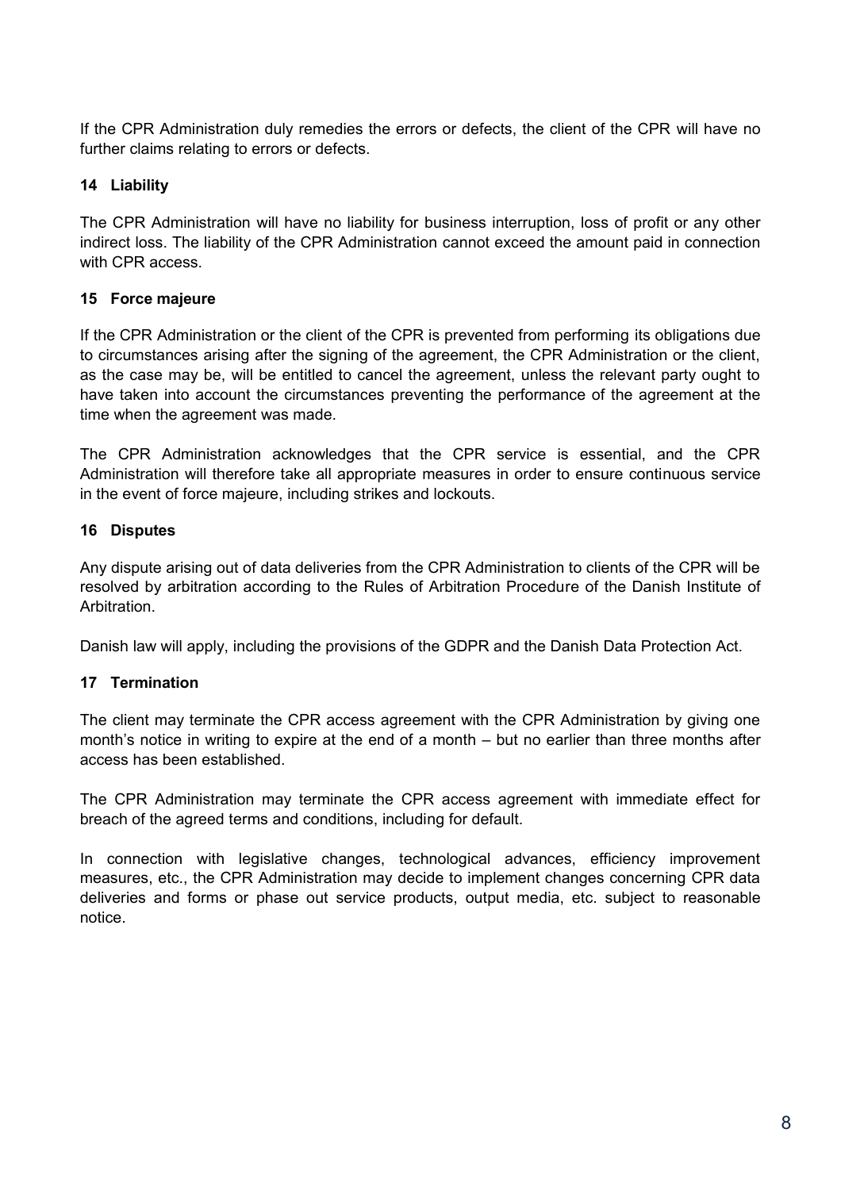If the CPR Administration duly remedies the errors or defects, the client of the CPR will have no further claims relating to errors or defects.

## 14 Liability

The CPR Administration will have no liability for business interruption, loss of profit or any other indirect loss. The liability of the CPR Administration cannot exceed the amount paid in connection with CPR access.

## 15 Force majeure

If the CPR Administration or the client of the CPR is prevented from performing its obligations due to circumstances arising after the signing of the agreement, the CPR Administration or the client, as the case may be, will be entitled to cancel the agreement, unless the relevant party ought to have taken into account the circumstances preventing the performance of the agreement at the time when the agreement was made.

The CPR Administration acknowledges that the CPR service is essential, and the CPR Administration will therefore take all appropriate measures in order to ensure continuous service in the event of force majeure, including strikes and lockouts.

## 16 Disputes

Any dispute arising out of data deliveries from the CPR Administration to clients of the CPR will be resolved by arbitration according to the Rules of Arbitration Procedure of the Danish Institute of Arbitration.

Danish law will apply, including the provisions of the GDPR and the Danish Data Protection Act.

## 17 Termination

The client may terminate the CPR access agreement with the CPR Administration by giving one month's notice in writing to expire at the end of a month – but no earlier than three months after access has been established.

The CPR Administration may terminate the CPR access agreement with immediate effect for breach of the agreed terms and conditions, including for default.

In connection with legislative changes, technological advances, efficiency improvement measures, etc., the CPR Administration may decide to implement changes concerning CPR data deliveries and forms or phase out service products, output media, etc. subject to reasonable notice.